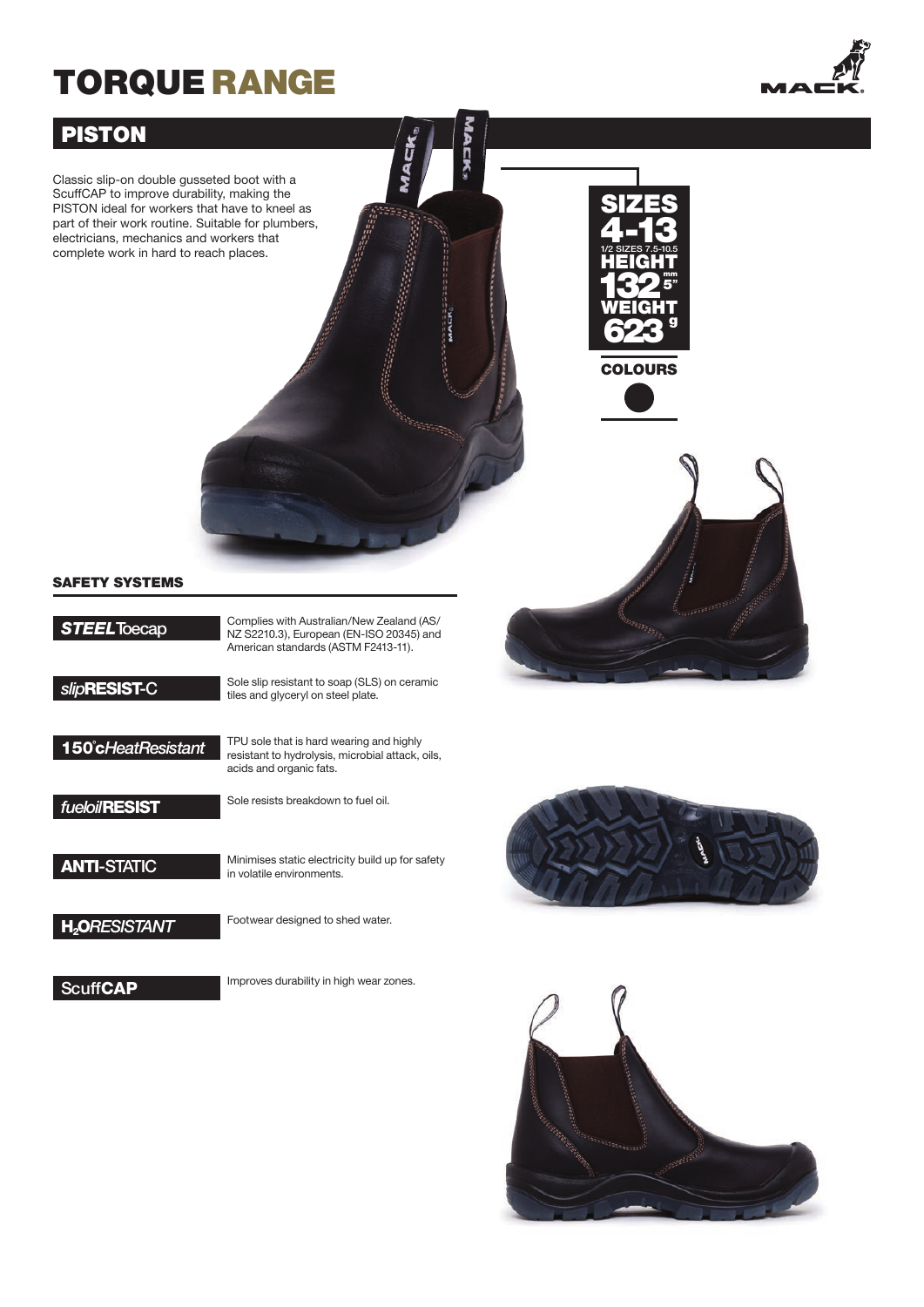# TORQUE RANGE

## PISTON

Classic slip-on double gusseted boot with a ScuffCAP to improve durability, making the PISTON ideal for workers that have to kneel as part of their work routine. Suitable for plumbers, electricians, mechanics and workers that complete work in hard to reach places.

**SIZES 4-13**
1/2 SIZES 7.5-10.5

**HEIGHT 132 mm 5"**

**WEIGHT 623 g**

**COLOURS**

### SAFETY SYSTEMS

| | |
|---|---|
| ***STEEL*** Toecap | Complies with Australian/New Zealand (AS/NZ S2210.3), European (EN-ISO 20345) and American standards (ASTM F2413-11). |
| *slip* **RESIST**-C | Sole slip resistant to soap (SLS) on ceramic tiles and glyceryl on steel plate. |
| **150˚c** *HeatResistant* | TPU sole that is hard wearing and highly resistant to hydrolysis, microbial attack, oils, acids and organic fats. |
| *fueloil* **RESIST** | Sole resists breakdown to fuel oil. |
| **ANTI**-STATIC | Minimises static electricity build up for safety in volatile environments. |
| **$H_2O$** *RESISTANT* | Footwear designed to shed water. |
| Scuff **CAP** | Improves durability in high wear zones. |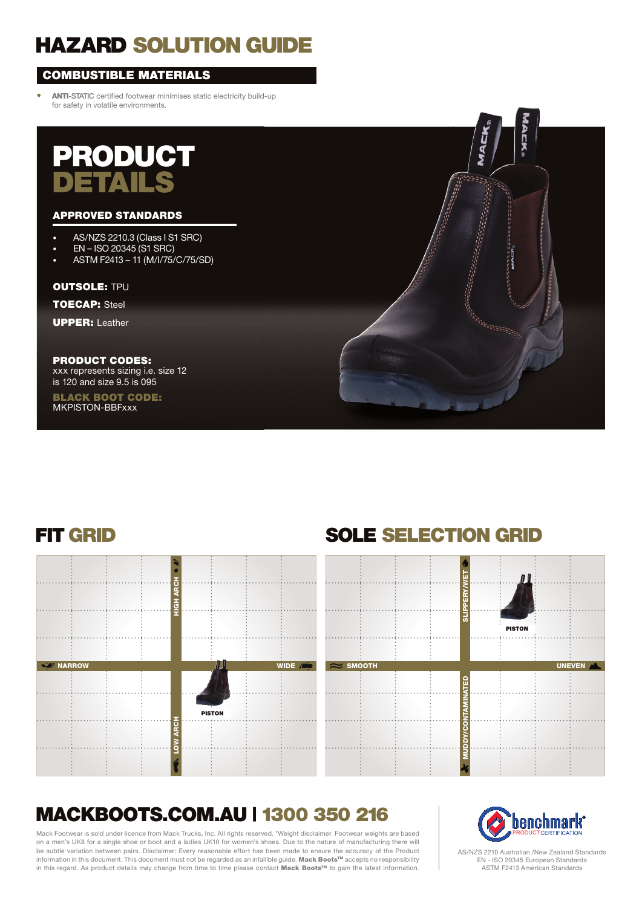# HAZARD SOLUTION GUIDE

## COMBUSTIBLE MATERIALS

- **ANTI-STATIC** certified footwear minimises static electricity build-up for safety in volatile environments.

# PRODUCT DETAILS

### APPROVED STANDARDS

- AS/NZS 2210.3 (Class I S1 SRC)
- EN – ISO 20345 (S1 SRC)
- ASTM F2413 – 11 (M/I/75/C/75/SD)

**OUTSOLE:** TPU

**TOECAP:** Steel

**UPPER:** Leather

**PRODUCT CODES:**
xxx represents sizing i.e. size 12 is 120 and size 9.5 is 095

**BLACK BOOT CODE:**
MKPISTON-BBFxxx

## FIT GRID

HIGH ARCH

NARROW

WIDE

LOW ARCH

PISTON

## SOLE SELECTION GRID

SLIPPERY/WET

SMOOTH

UNEVEN

MUDDY/CONTAMINATED

PISTON

## MACKBOOTS.COM.AU | 1300 350 216

Mack Footwear is sold under licence from Mack Trucks, Inc. All rights reserved. *Weight disclaimer. Footwear weights are based on a men's UK8 for a single shoe or boot and a ladies UK10 for women's shoes. Due to the nature of manufacturing there will be subtle variation between pairs. Disclaimer: Every reasonable effort has been made to ensure the accuracy of the Product information in this document. This document must not be regarded as an infallible guide. **Mack Boots™** accepts no responsibility in this regard. As product details may change from time to time please contact **Mack Boots™** to gain the latest information.

benchmark PRODUCT CERTIFICATION

AS/NZS 2210 Australian /New Zealand Standards
EN - ISO 20345 European Standards
ASTM F2413 American Standards